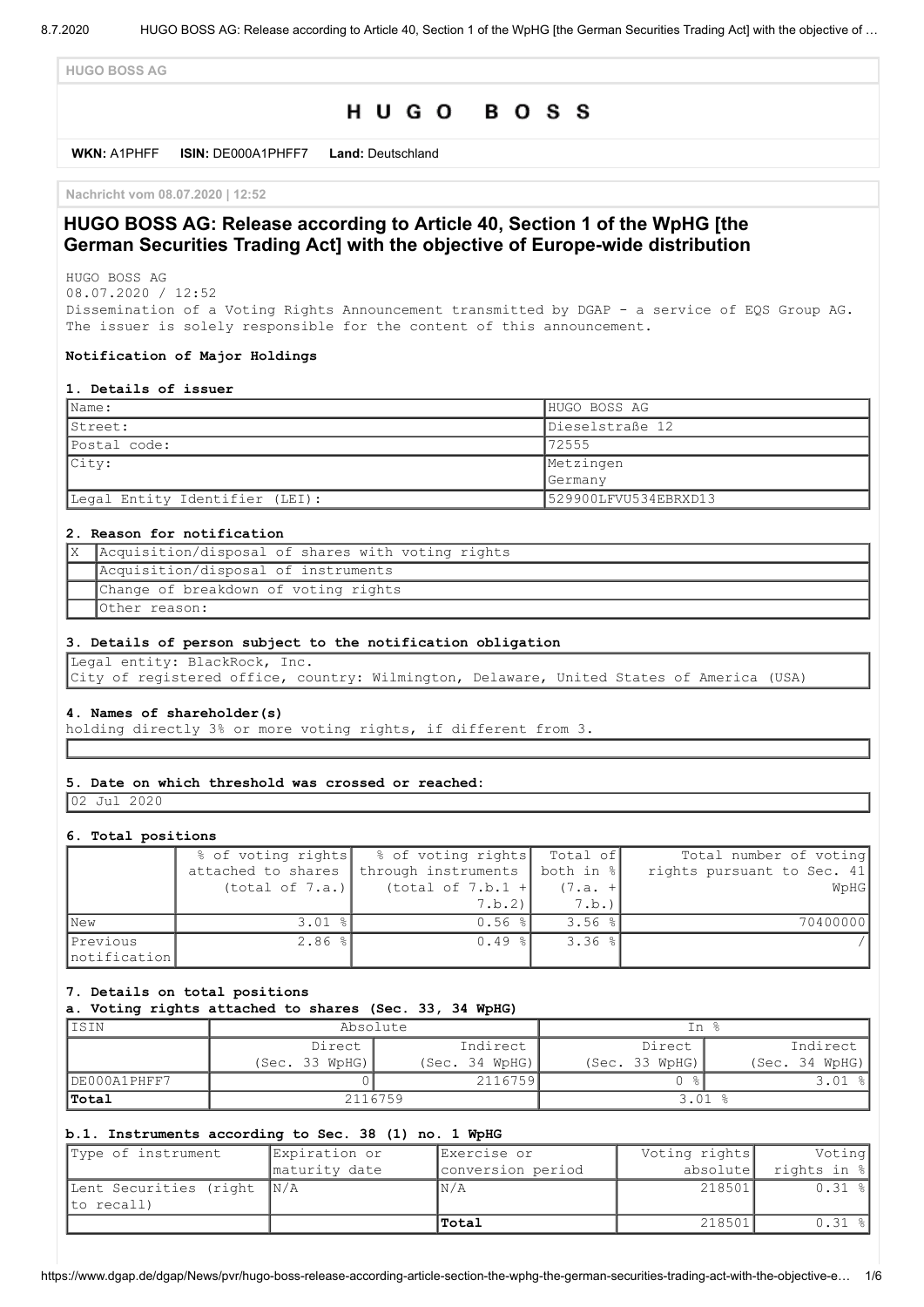HUGO BOSS AG

# HUGO BOSS

**WKN:** A1PHFF **ISIN:** DE000A1PHFF7 **Land:** Deutschland

Nachricht vom 08.07.2020 | 12:52

## HUGO BOSS AG: Release according to Article 40, Section 1 of the WpHG [the German Securities Trading Act] with the objective of Europe-wide distribution

HUGO BOSS AG
08.07.2020 / 12:52
Dissemination of a Voting Rights Announcement transmitted by DGAP - a service of EQS Group AG.
The issuer is solely responsible for the content of this announcement.

**Notification of Major Holdings**

**1. Details of issuer**

| Name: | HUGO BOSS AG |
|---|---|
| Street: | Dieselstraße 12 |
| Postal code: | 72555 |
| City: | Metzingen<br>Germany |
| Legal Entity Identifier (LEI): | 529900LFVU534EBRXD13 |

**2. Reason for notification**

| | |
|---|---|
| X | Acquisition/disposal of shares with voting rights |
| | Acquisition/disposal of instruments |
| | Change of breakdown of voting rights |
| | Other reason: |

**3. Details of person subject to the notification obligation**

Legal entity: BlackRock, Inc.
City of registered office, country: Wilmington, Delaware, United States of America (USA)

**4. Names of shareholder(s)**

holding directly 3% or more voting rights, if different from 3.

**5. Date on which threshold was crossed or reached:**

02 Jul 2020

**6. Total positions**

| | % of voting rights attached to shares (total of 7.a.) | % of voting rights through instruments (total of 7.b.1 + 7.b.2) | Total of both in % (7.a. + 7.b.) | Total number of voting rights pursuant to Sec. 41 WpHG |
|---|---|---|---|---|
| New | 3.01 % | 0.56 % | 3.56 % | 70400000 |
| Previous notification | 2.86 % | 0.49 % | 3.36 % | / |

**7. Details on total positions**

**a. Voting rights attached to shares (Sec. 33, 34 WpHG)**

| ISIN | Absolute | | In % | |
|---|---|---|---|---|
| | Direct (Sec. 33 WpHG) | Indirect (Sec. 34 WpHG) | Direct (Sec. 33 WpHG) | Indirect (Sec. 34 WpHG) |
| DE000A1PHFF7 | 0 | 2116759 | 0 % | 3.01 % |
| **Total** | 2116759 | | 3.01 % | |

**b.1. Instruments according to Sec. 38 (1) no. 1 WpHG**

| Type of instrument | Expiration or maturity date | Exercise or conversion period | Voting rights absolute | Voting rights in % |
|---|---|---|---|---|
| Lent Securities (right to recall) | N/A | N/A | 218501 | 0.31 % |
| | | **Total** | 218501 | 0.31 % |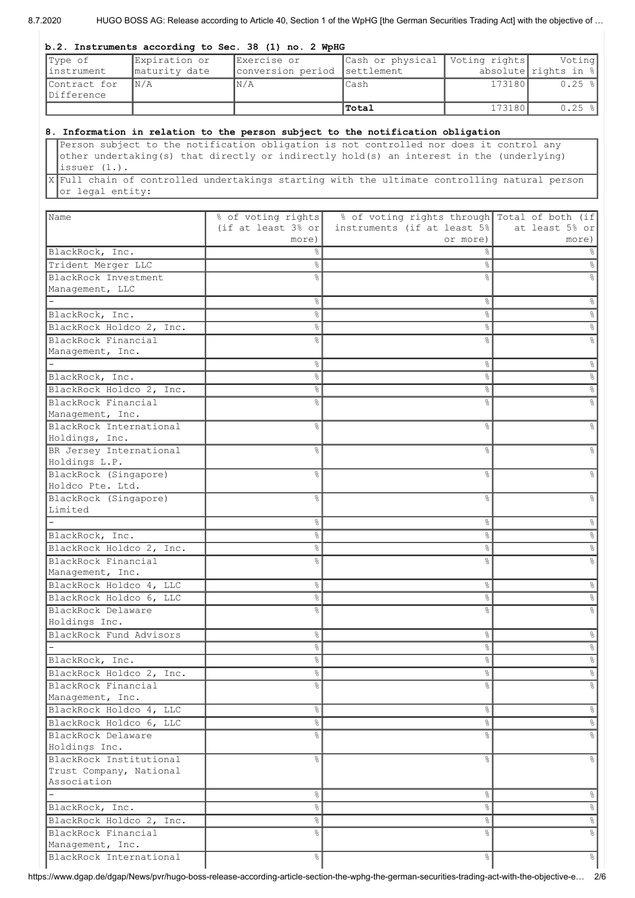### b.2. Instruments according to Sec. 38 (1) no. 2 WpHG

| Type of instrument | Expiration or maturity date | Exercise or conversion period | Cash or physical settlement | Voting rights absolute | Voting rights in % |
|---|---|---|---|---|---|
| Contract for Difference | N/A | N/A | Cash | 173180 | 0.25 % |
| | | | **Total** | 173180 | 0.25 % |

### 8. Information in relation to the person subject to the notification obligation

| | |
|---|---|
| | Person subject to the notification obligation is not controlled nor does it control any other undertaking(s) that directly or indirectly hold(s) an interest in the (underlying) issuer (1.). |
| X | Full chain of controlled undertakings starting with the ultimate controlling natural person or legal entity: |

| Name | % of voting rights (if at least 3% or more) | % of voting rights through instruments (if at least 5% or more) | Total of both (if at least 5% or more) |
|---|---|---|---|
| BlackRock, Inc. | % | % | % |
| Trident Merger LLC | % | % | % |
| BlackRock Investment Management, LLC | % | % | % |
| - | % | % | % |
| BlackRock, Inc. | % | % | % |
| BlackRock Holdco 2, Inc. | % | % | % |
| BlackRock Financial Management, Inc. | % | % | % |
| - | % | % | % |
| BlackRock, Inc. | % | % | % |
| BlackRock Holdco 2, Inc. | % | % | % |
| BlackRock Financial Management, Inc. | % | % | % |
| BlackRock International Holdings, Inc. | % | % | % |
| BR Jersey International Holdings L.P. | % | % | % |
| BlackRock (Singapore) Holdco Pte. Ltd. | % | % | % |
| BlackRock (Singapore) Limited | % | % | % |
| - | % | % | % |
| BlackRock, Inc. | % | % | % |
| BlackRock Holdco 2, Inc. | % | % | % |
| BlackRock Financial Management, Inc. | % | % | % |
| BlackRock Holdco 4, LLC | % | % | % |
| BlackRock Holdco 6, LLC | % | % | % |
| BlackRock Delaware Holdings Inc. | % | % | % |
| BlackRock Fund Advisors | % | % | % |
| - | % | % | % |
| BlackRock, Inc. | % | % | % |
| BlackRock Holdco 2, Inc. | % | % | % |
| BlackRock Financial Management, Inc. | % | % | % |
| BlackRock Holdco 4, LLC | % | % | % |
| BlackRock Holdco 6, LLC | % | % | % |
| BlackRock Delaware Holdings Inc. | % | % | % |
| BlackRock Institutional Trust Company, National Association | % | % | % |
| - | % | % | % |
| BlackRock, Inc. | % | % | % |
| BlackRock Holdco 2, Inc. | % | % | % |
| BlackRock Financial Management, Inc. | % | % | % |
| BlackRock International | % | % | % |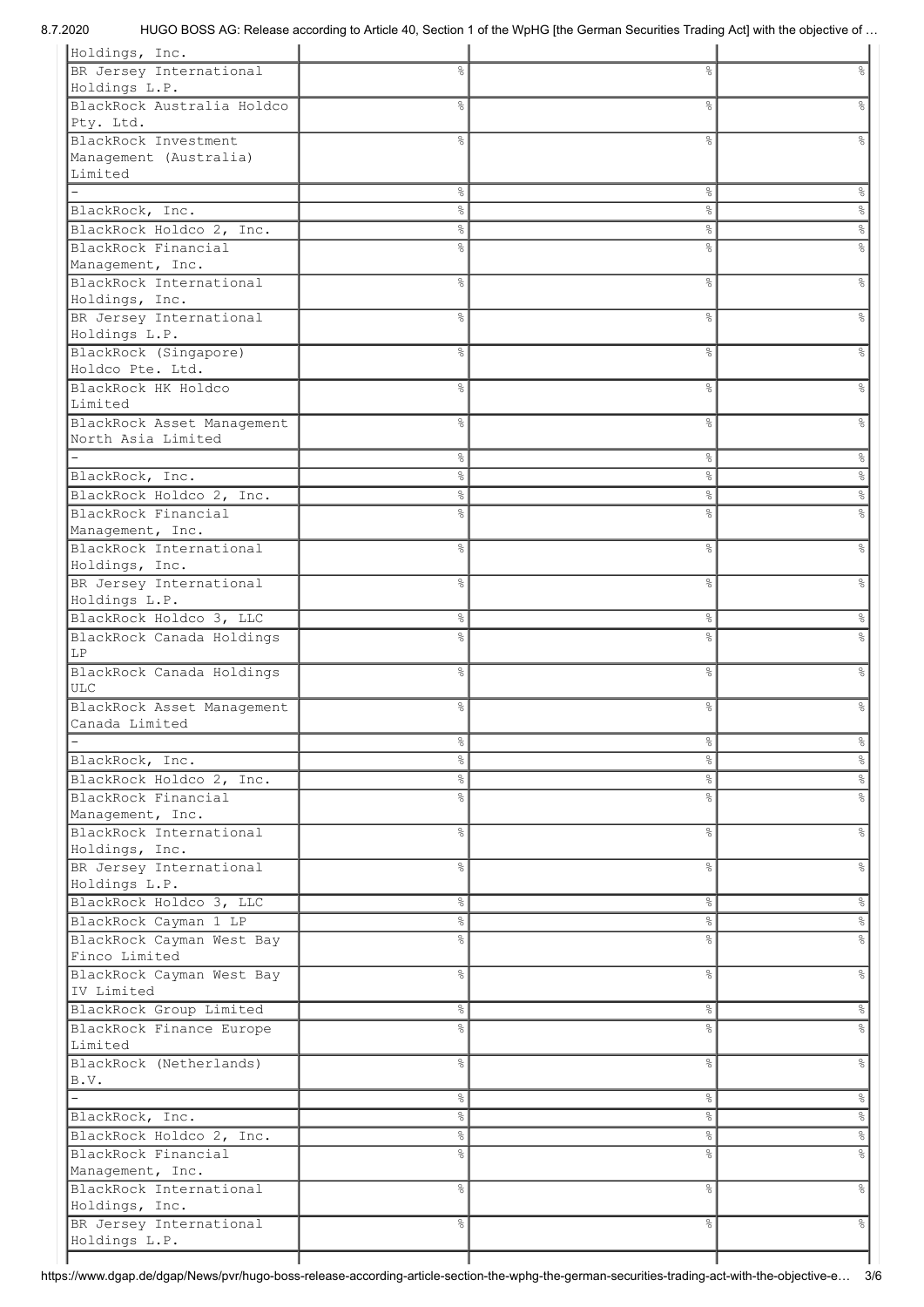| | | | |
|---|---|---|---|
| Holdings, Inc. | | | |
| BR Jersey International Holdings L.P. | % | % | % |
| BlackRock Australia Holdco Pty. Ltd. | % | % | % |
| BlackRock Investment Management (Australia) Limited | % | % | % |
| - | % | % | % |
| BlackRock, Inc. | % | % | % |
| BlackRock Holdco 2, Inc. | % | % | % |
| BlackRock Financial Management, Inc. | % | % | % |
| BlackRock International Holdings, Inc. | % | % | % |
| BR Jersey International Holdings L.P. | % | % | % |
| BlackRock (Singapore) Holdco Pte. Ltd. | % | % | % |
| BlackRock HK Holdco Limited | % | % | % |
| BlackRock Asset Management North Asia Limited | % | % | % |
| - | % | % | % |
| BlackRock, Inc. | % | % | % |
| BlackRock Holdco 2, Inc. | % | % | % |
| BlackRock Financial Management, Inc. | % | % | % |
| BlackRock International Holdings, Inc. | % | % | % |
| BR Jersey International Holdings L.P. | % | % | % |
| BlackRock Holdco 3, LLC | % | % | % |
| BlackRock Canada Holdings LP | % | % | % |
| BlackRock Canada Holdings ULC | % | % | % |
| BlackRock Asset Management Canada Limited | % | % | % |
| - | % | % | % |
| BlackRock, Inc. | % | % | % |
| BlackRock Holdco 2, Inc. | % | % | % |
| BlackRock Financial Management, Inc. | % | % | % |
| BlackRock International Holdings, Inc. | % | % | % |
| BR Jersey International Holdings L.P. | % | % | % |
| BlackRock Holdco 3, LLC | % | % | % |
| BlackRock Cayman 1 LP | % | % | % |
| BlackRock Cayman West Bay Finco Limited | % | % | % |
| BlackRock Cayman West Bay IV Limited | % | % | % |
| BlackRock Group Limited | % | % | % |
| BlackRock Finance Europe Limited | % | % | % |
| BlackRock (Netherlands) B.V. | % | % | % |
| - | % | % | % |
| BlackRock, Inc. | % | % | % |
| BlackRock Holdco 2, Inc. | % | % | % |
| BlackRock Financial Management, Inc. | % | % | % |
| BlackRock International Holdings, Inc. | % | % | % |
| BR Jersey International Holdings L.P. | % | % | % |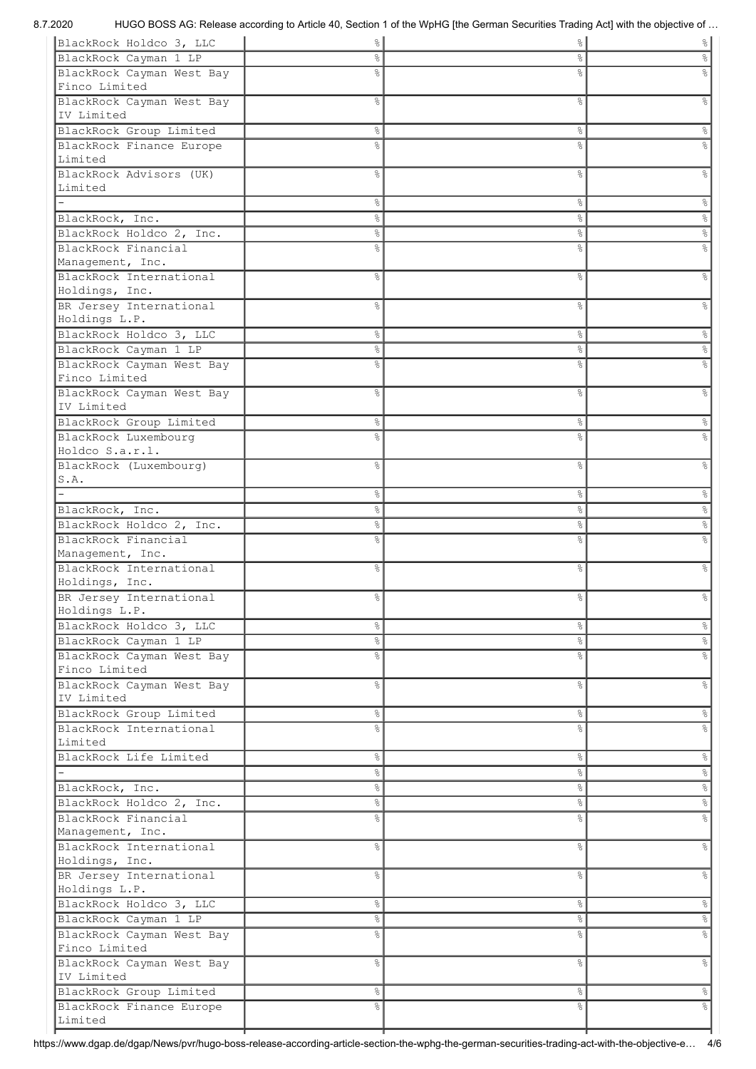| | | | |
|---|---|---|---|
| BlackRock Holdco 3, LLC | % | % | % |
| BlackRock Cayman 1 LP | % | % | % |
| BlackRock Cayman West Bay Finco Limited | % | % | % |
| BlackRock Cayman West Bay IV Limited | % | % | % |
| BlackRock Group Limited | % | % | % |
| BlackRock Finance Europe Limited | % | % | % |
| BlackRock Advisors (UK) Limited | % | % | % |
| - | % | % | % |
| BlackRock, Inc. | % | % | % |
| BlackRock Holdco 2, Inc. | % | % | % |
| BlackRock Financial Management, Inc. | % | % | % |
| BlackRock International Holdings, Inc. | % | % | % |
| BR Jersey International Holdings L.P. | % | % | % |
| BlackRock Holdco 3, LLC | % | % | % |
| BlackRock Cayman 1 LP | % | % | % |
| BlackRock Cayman West Bay Finco Limited | % | % | % |
| BlackRock Cayman West Bay IV Limited | % | % | % |
| BlackRock Group Limited | % | % | % |
| BlackRock Luxembourg Holdco S.a.r.l. | % | % | % |
| BlackRock (Luxembourg) S.A. | % | % | % |
| - | % | % | % |
| BlackRock, Inc. | % | % | % |
| BlackRock Holdco 2, Inc. | % | % | % |
| BlackRock Financial Management, Inc. | % | % | % |
| BlackRock International Holdings, Inc. | % | % | % |
| BR Jersey International Holdings L.P. | % | % | % |
| BlackRock Holdco 3, LLC | % | % | % |
| BlackRock Cayman 1 LP | % | % | % |
| BlackRock Cayman West Bay Finco Limited | % | % | % |
| BlackRock Cayman West Bay IV Limited | % | % | % |
| BlackRock Group Limited | % | % | % |
| BlackRock International Limited | % | % | % |
| BlackRock Life Limited | % | % | % |
| - | % | % | % |
| BlackRock, Inc. | % | % | % |
| BlackRock Holdco 2, Inc. | % | % | % |
| BlackRock Financial Management, Inc. | % | % | % |
| BlackRock International Holdings, Inc. | % | % | % |
| BR Jersey International Holdings L.P. | % | % | % |
| BlackRock Holdco 3, LLC | % | % | % |
| BlackRock Cayman 1 LP | % | % | % |
| BlackRock Cayman West Bay Finco Limited | % | % | % |
| BlackRock Cayman West Bay IV Limited | % | % | % |
| BlackRock Group Limited | % | % | % |
| BlackRock Finance Europe Limited | % | % | % |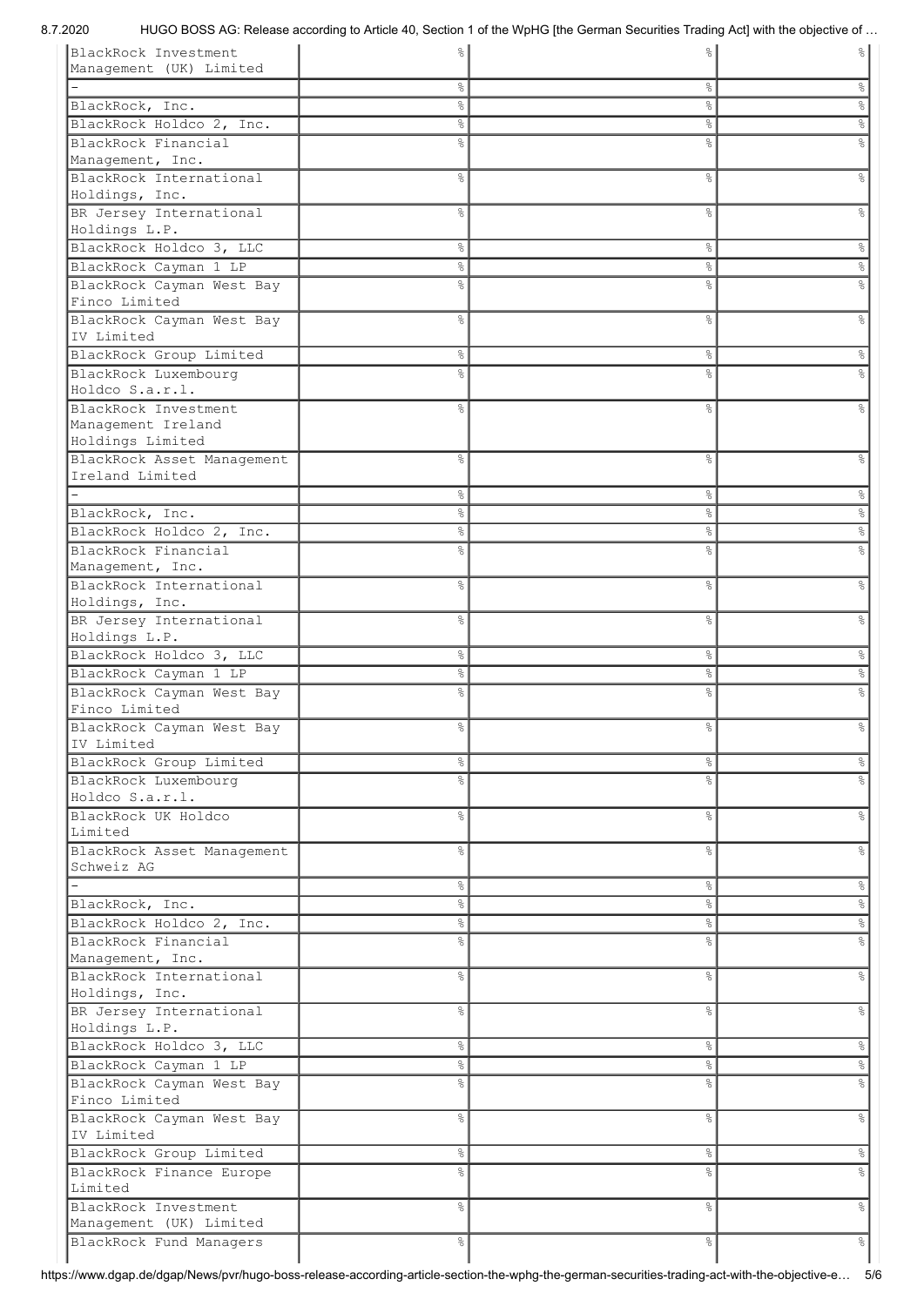| | | | |
|---|---|---|---|
| BlackRock Investment Management (UK) Limited | % | % | % |
| - | % | % | % |
| BlackRock, Inc. | % | % | % |
| BlackRock Holdco 2, Inc. | % | % | % |
| BlackRock Financial Management, Inc. | % | % | % |
| BlackRock International Holdings, Inc. | % | % | % |
| BR Jersey International Holdings L.P. | % | % | % |
| BlackRock Holdco 3, LLC | % | % | % |
| BlackRock Cayman 1 LP | % | % | % |
| BlackRock Cayman West Bay Finco Limited | % | % | % |
| BlackRock Cayman West Bay IV Limited | % | % | % |
| BlackRock Group Limited | % | % | % |
| BlackRock Luxembourg Holdco S.a.r.l. | % | % | % |
| BlackRock Investment Management Ireland Holdings Limited | % | % | % |
| BlackRock Asset Management Ireland Limited | % | % | % |
| - | % | % | % |
| BlackRock, Inc. | % | % | % |
| BlackRock Holdco 2, Inc. | % | % | % |
| BlackRock Financial Management, Inc. | % | % | % |
| BlackRock International Holdings, Inc. | % | % | % |
| BR Jersey International Holdings L.P. | % | % | % |
| BlackRock Holdco 3, LLC | % | % | % |
| BlackRock Cayman 1 LP | % | % | % |
| BlackRock Cayman West Bay Finco Limited | % | % | % |
| BlackRock Cayman West Bay IV Limited | % | % | % |
| BlackRock Group Limited | % | % | % |
| BlackRock Luxembourg Holdco S.a.r.l. | % | % | % |
| BlackRock UK Holdco Limited | % | % | % |
| BlackRock Asset Management Schweiz AG | % | % | % |
| - | % | % | % |
| BlackRock, Inc. | % | % | % |
| BlackRock Holdco 2, Inc. | % | % | % |
| BlackRock Financial Management, Inc. | % | % | % |
| BlackRock International Holdings, Inc. | % | % | % |
| BR Jersey International Holdings L.P. | % | % | % |
| BlackRock Holdco 3, LLC | % | % | % |
| BlackRock Cayman 1 LP | % | % | % |
| BlackRock Cayman West Bay Finco Limited | % | % | % |
| BlackRock Cayman West Bay IV Limited | % | % | % |
| BlackRock Group Limited | % | % | % |
| BlackRock Finance Europe Limited | % | % | % |
| BlackRock Investment Management (UK) Limited | % | % | % |
| BlackRock Fund Managers | % | % | % |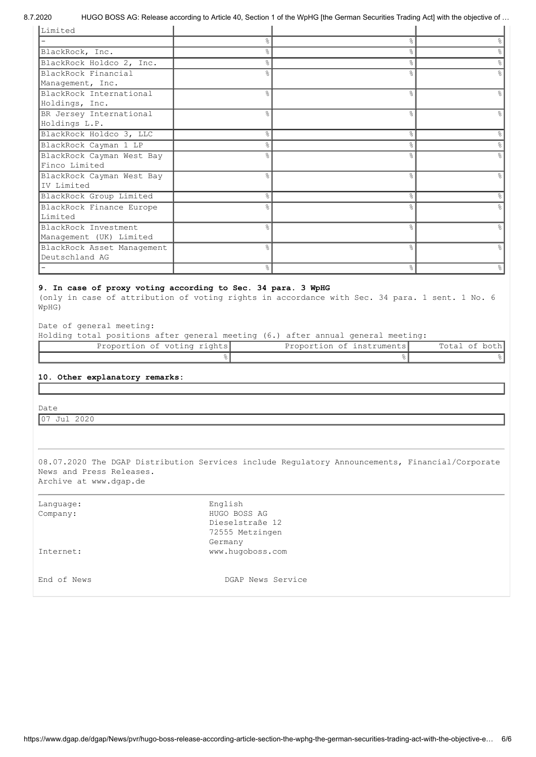| | | | |
|---|---|---|---|
| Limited | | | |
| - | % | % | % |
| BlackRock, Inc. | % | % | % |
| BlackRock Holdco 2, Inc. | % | % | % |
| BlackRock Financial Management, Inc. | % | % | % |
| BlackRock International Holdings, Inc. | % | % | % |
| BR Jersey International Holdings L.P. | % | % | % |
| BlackRock Holdco 3, LLC | % | % | % |
| BlackRock Cayman 1 LP | % | % | % |
| BlackRock Cayman West Bay Finco Limited | % | % | % |
| BlackRock Cayman West Bay IV Limited | % | % | % |
| BlackRock Group Limited | % | % | % |
| BlackRock Finance Europe Limited | % | % | % |
| BlackRock Investment Management (UK) Limited | % | % | % |
| BlackRock Asset Management Deutschland AG | % | % | % |
| - | % | % | % |

**9. In case of proxy voting according to Sec. 34 para. 3 WpHG**
(only in case of attribution of voting rights in accordance with Sec. 34 para. 1 sent. 1 No. 6 WpHG)

Date of general meeting:
Holding total positions after general meeting (6.) after annual general meeting:

| Proportion of voting rights | Proportion of instruments | Total of both |
|---|---|---|
| % | % | % |

**10. Other explanatory remarks:**

Date

07 Jul 2020

08.07.2020 The DGAP Distribution Services include Regulatory Announcements, Financial/Corporate News and Press Releases.
Archive at www.dgap.de

| | |
|---|---|
| Language: | English |
| Company: | HUGO BOSS AG<br>Dieselstraße 12<br>72555 Metzingen<br>Germany |
| Internet: | www.hugoboss.com |

End of News DGAP News Service